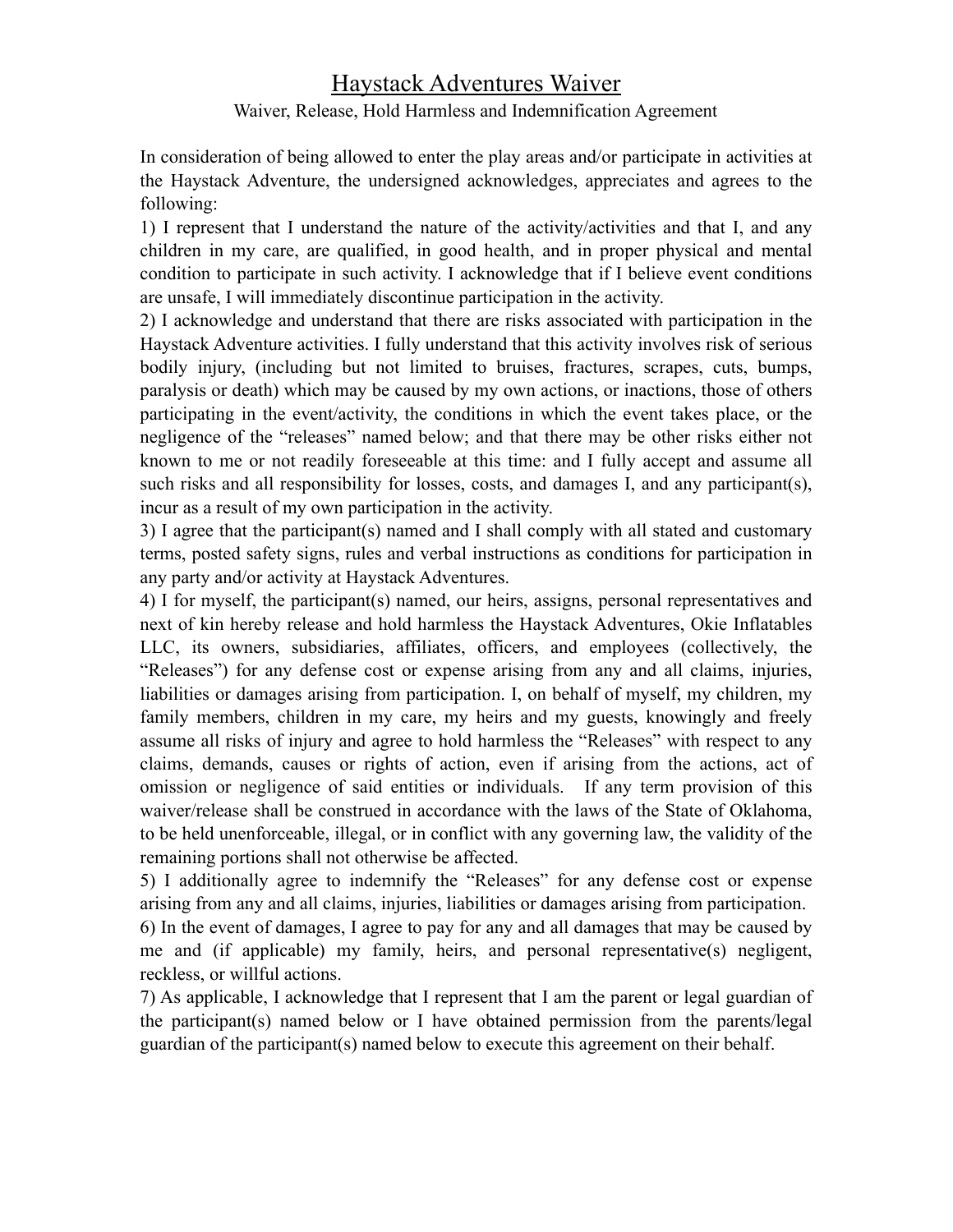# Haystack Adventures Waiver

Waiver, Release, Hold Harmless and Indemnification Agreement

In consideration of being allowed to enter the play areas and/or participate in activities at the Haystack Adventure, the undersigned acknowledges, appreciates and agrees to the following:

1) I represent that I understand the nature of the activity/activities and that I, and any children in my care, are qualified, in good health, and in proper physical and mental condition to participate in such activity. I acknowledge that if I believe event conditions are unsafe, I will immediately discontinue participation in the activity.

2) I acknowledge and understand that there are risks associated with participation in the Haystack Adventure activities. I fully understand that this activity involves risk of serious bodily injury, (including but not limited to bruises, fractures, scrapes, cuts, bumps, paralysis or death) which may be caused by my own actions, or inactions, those of others participating in the event/activity, the conditions in which the event takes place, or the negligence of the "releases" named below; and that there may be other risks either not known to me or not readily foreseeable at this time: and I fully accept and assume all such risks and all responsibility for losses, costs, and damages I, and any participant(s), incur as a result of my own participation in the activity.

3) I agree that the participant(s) named and I shall comply with all stated and customary terms, posted safety signs, rules and verbal instructions as conditions for participation in any party and/or activity at Haystack Adventures.

4) I for myself, the participant(s) named, our heirs, assigns, personal representatives and next of kin hereby release and hold harmless the Haystack Adventures, Okie Inflatables LLC, its owners, subsidiaries, affiliates, officers, and employees (collectively, the "Releases") for any defense cost or expense arising from any and all claims, injuries, liabilities or damages arising from participation. I, on behalf of myself, my children, my family members, children in my care, my heirs and my guests, knowingly and freely assume all risks of injury and agree to hold harmless the "Releases" with respect to any claims, demands, causes or rights of action, even if arising from the actions, act of omission or negligence of said entities or individuals. If any term provision of this waiver/release shall be construed in accordance with the laws of the State of Oklahoma, to be held unenforceable, illegal, or in conflict with any governing law, the validity of the remaining portions shall not otherwise be affected.

5) I additionally agree to indemnify the "Releases" for any defense cost or expense arising from any and all claims, injuries, liabilities or damages arising from participation.

6) In the event of damages, I agree to pay for any and all damages that may be caused by me and (if applicable) my family, heirs, and personal representative(s) negligent, reckless, or willful actions.

7) As applicable, I acknowledge that I represent that I am the parent or legal guardian of the participant(s) named below or I have obtained permission from the parents/legal guardian of the participant(s) named below to execute this agreement on their behalf.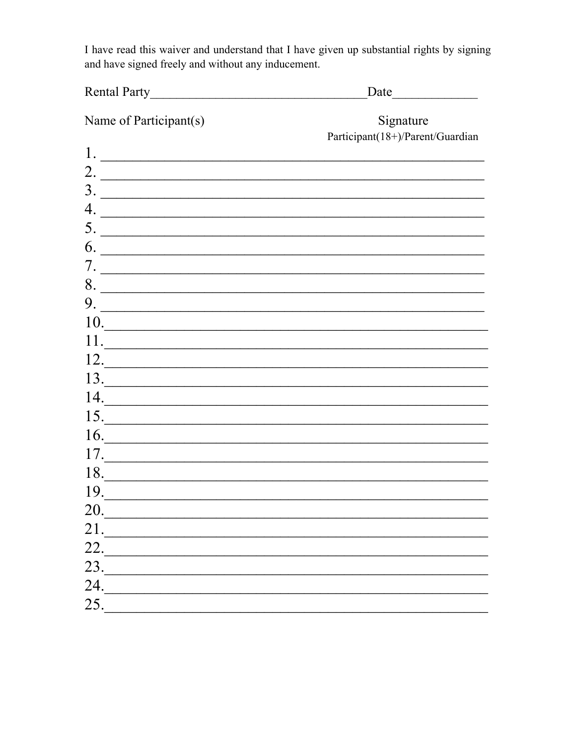I have read this waiver and understand that I have given up substantial rights by signing and have signed freely and without any inducement.

Rental Party_________________________________Date_____________

| Name of Participant(s) | Signature Participant(18+)/Parent/Guardian |
| --- | --- |
| 1. | |
| 2. | |
| 3. | |
| 4. | |
| 5. | |
| 6. | |
| 7. | |
| 8. | |
| 9. | |
| 10. | |
| 11. | |
| 12. | |
| 13. | |
| 14. | |
| 15. | |
| 16. | |
| 17. | |
| 18. | |
| 19. | |
| 20. | |
| 21. | |
| 22. | |
| 23. | |
| 24. | |
| 25. | |